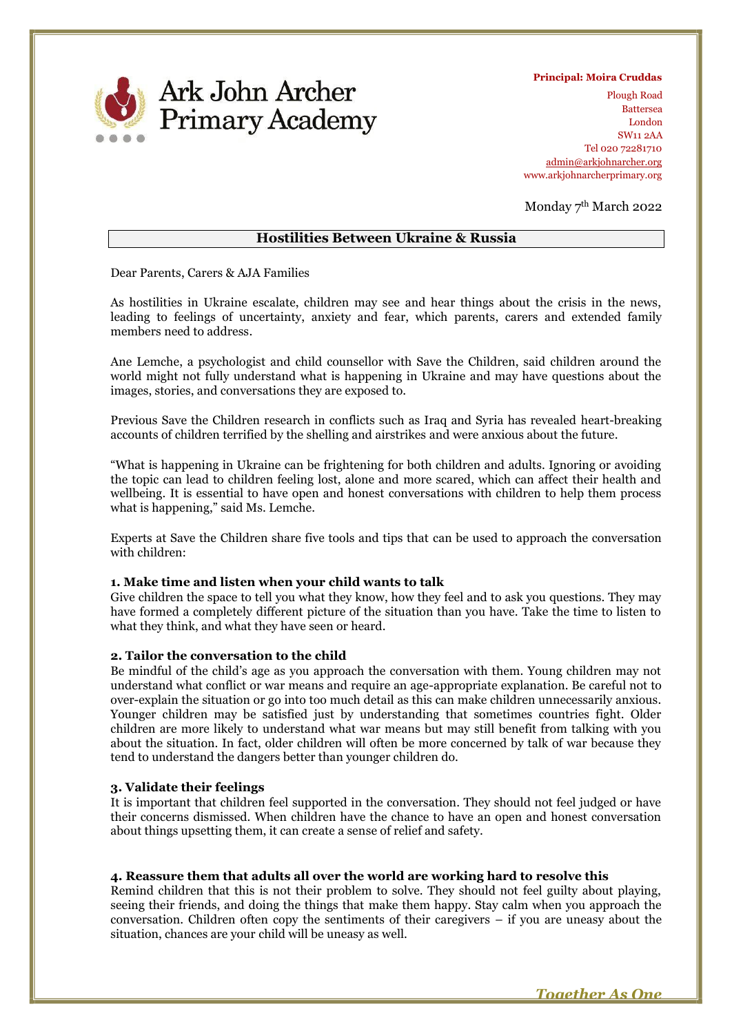# Ark John Archer Primary Academy

**Principal: Moira Cruddas**

Plough Road
Battersea
London
SW11 2AA
Tel 020 72281710
admin@arkjohnarcher.org
www.arkjohnarcherprimary.org

Monday 7th March 2022

## Hostilities Between Ukraine & Russia

Dear Parents, Carers & AJA Families

As hostilities in Ukraine escalate, children may see and hear things about the crisis in the news, leading to feelings of uncertainty, anxiety and fear, which parents, carers and extended family members need to address.

Ane Lemche, a psychologist and child counsellor with Save the Children, said children around the world might not fully understand what is happening in Ukraine and may have questions about the images, stories, and conversations they are exposed to.

Previous Save the Children research in conflicts such as Iraq and Syria has revealed heart-breaking accounts of children terrified by the shelling and airstrikes and were anxious about the future.

"What is happening in Ukraine can be frightening for both children and adults. Ignoring or avoiding the topic can lead to children feeling lost, alone and more scared, which can affect their health and wellbeing. It is essential to have open and honest conversations with children to help them process what is happening," said Ms. Lemche.

Experts at Save the Children share five tools and tips that can be used to approach the conversation with children:

**1. Make time and listen when your child wants to talk**
Give children the space to tell you what they know, how they feel and to ask you questions. They may have formed a completely different picture of the situation than you have. Take the time to listen to what they think, and what they have seen or heard.

**2. Tailor the conversation to the child**
Be mindful of the child's age as you approach the conversation with them. Young children may not understand what conflict or war means and require an age-appropriate explanation. Be careful not to over-explain the situation or go into too much detail as this can make children unnecessarily anxious. Younger children may be satisfied just by understanding that sometimes countries fight. Older children are more likely to understand what war means but may still benefit from talking with you about the situation. In fact, older children will often be more concerned by talk of war because they tend to understand the dangers better than younger children do.

**3. Validate their feelings**
It is important that children feel supported in the conversation. They should not feel judged or have their concerns dismissed. When children have the chance to have an open and honest conversation about things upsetting them, it can create a sense of relief and safety.

**4. Reassure them that adults all over the world are working hard to resolve this**
Remind children that this is not their problem to solve. They should not feel guilty about playing, seeing their friends, and doing the things that make them happy. Stay calm when you approach the conversation. Children often copy the sentiments of their caregivers – if you are uneasy about the situation, chances are your child will be uneasy as well.

*Together As One*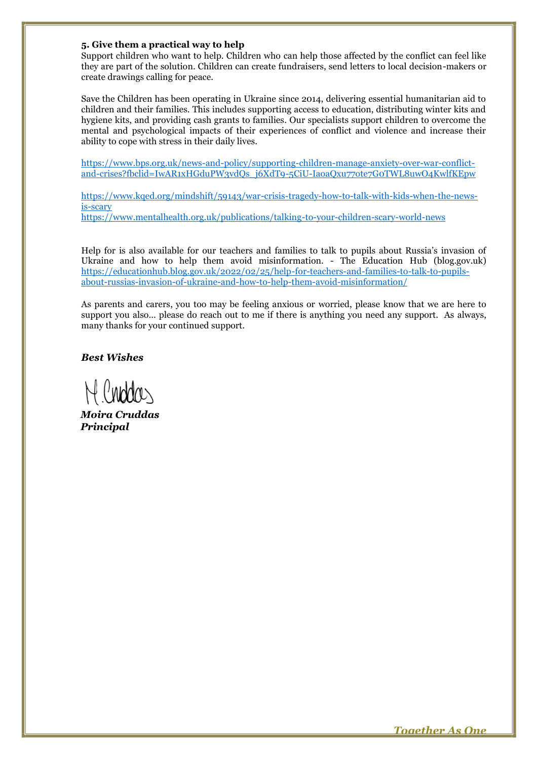**5. Give them a practical way to help**
Support children who want to help. Children who can help those affected by the conflict can feel like they are part of the solution. Children can create fundraisers, send letters to local decision-makers or create drawings calling for peace.

Save the Children has been operating in Ukraine since 2014, delivering essential humanitarian aid to children and their families. This includes supporting access to education, distributing winter kits and hygiene kits, and providing cash grants to families. Our specialists support children to overcome the mental and psychological impacts of their experiences of conflict and violence and increase their ability to cope with stress in their daily lives.

https://www.bps.org.uk/news-and-policy/supporting-children-manage-anxiety-over-war-conflict-and-crises?fbclid=IwAR1xHGduPW3vdQs_j6XdT9-5CiU-IaoaQxu77ote7GoTWL8uwO4KwlfKEpw

https://www.kqed.org/mindshift/59143/war-crisis-tragedy-how-to-talk-with-kids-when-the-news-is-scary
https://www.mentalhealth.org.uk/publications/talking-to-your-children-scary-world-news

Help for is also available for our teachers and families to talk to pupils about Russia's invasion of Ukraine and how to help them avoid misinformation. - The Education Hub (blog.gov.uk) https://educationhub.blog.gov.uk/2022/02/25/help-for-teachers-and-families-to-talk-to-pupils-about-russias-invasion-of-ukraine-and-how-to-help-them-avoid-misinformation/

As parents and carers, you too may be feeling anxious or worried, please know that we are here to support you also… please do reach out to me if there is anything you need any support. As always, many thanks for your continued support.

***Best Wishes***

M.Cruddas

***Moira Cruddas***
***Principal***

***Together As One***